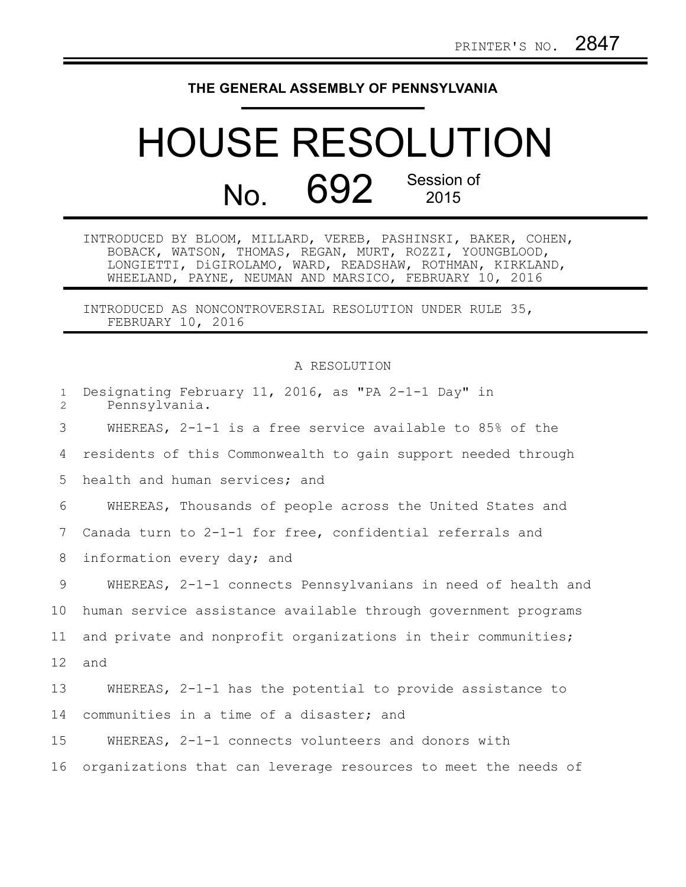PRINTER'S NO. 2847

# THE GENERAL ASSEMBLY OF PENNSYLVANIA

# HOUSE RESOLUTION

## No. 692 Session of 2015

INTRODUCED BY BLOOM, MILLARD, VEREB, PASHINSKI, BAKER, COHEN, BOBACK, WATSON, THOMAS, REGAN, MURT, ROZZI, YOUNGBLOOD, LONGIETTI, DiGIROLAMO, WARD, READSHAW, ROTHMAN, KIRKLAND, WHEELAND, PAYNE, NEUMAN AND MARSICO, FEBRUARY 10, 2016

INTRODUCED AS NONCONTROVERSIAL RESOLUTION UNDER RULE 35, FEBRUARY 10, 2016

A RESOLUTION

Designating February 11, 2016, as "PA 2-1-1 Day" in Pennsylvania.

WHEREAS, 2-1-1 is a free service available to 85% of the residents of this Commonwealth to gain support needed through health and human services; and

WHEREAS, Thousands of people across the United States and Canada turn to 2-1-1 for free, confidential referrals and information every day; and

WHEREAS, 2-1-1 connects Pennsylvanians in need of health and human service assistance available through government programs and private and nonprofit organizations in their communities; and

WHEREAS, 2-1-1 has the potential to provide assistance to communities in a time of a disaster; and

WHEREAS, 2-1-1 connects volunteers and donors with organizations that can leverage resources to meet the needs of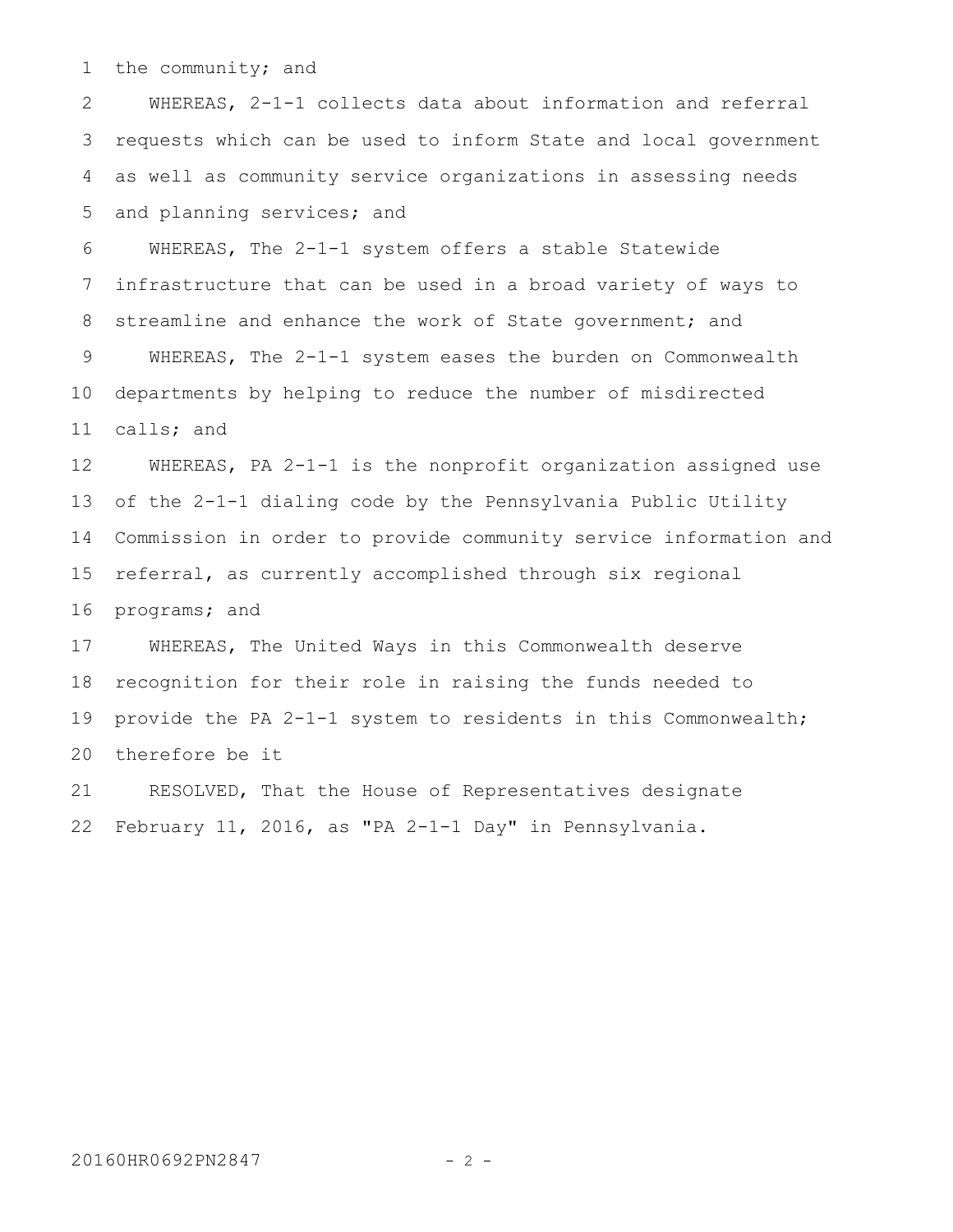the community; and

WHEREAS, 2-1-1 collects data about information and referral requests which can be used to inform State and local government as well as community service organizations in assessing needs and planning services; and

WHEREAS, The 2-1-1 system offers a stable Statewide infrastructure that can be used in a broad variety of ways to streamline and enhance the work of State government; and

WHEREAS, The 2-1-1 system eases the burden on Commonwealth departments by helping to reduce the number of misdirected calls; and

WHEREAS, PA 2-1-1 is the nonprofit organization assigned use of the 2-1-1 dialing code by the Pennsylvania Public Utility Commission in order to provide community service information and referral, as currently accomplished through six regional programs; and

WHEREAS, The United Ways in this Commonwealth deserve recognition for their role in raising the funds needed to provide the PA 2-1-1 system to residents in this Commonwealth; therefore be it

RESOLVED, That the House of Representatives designate February 11, 2016, as "PA 2-1-1 Day" in Pennsylvania.